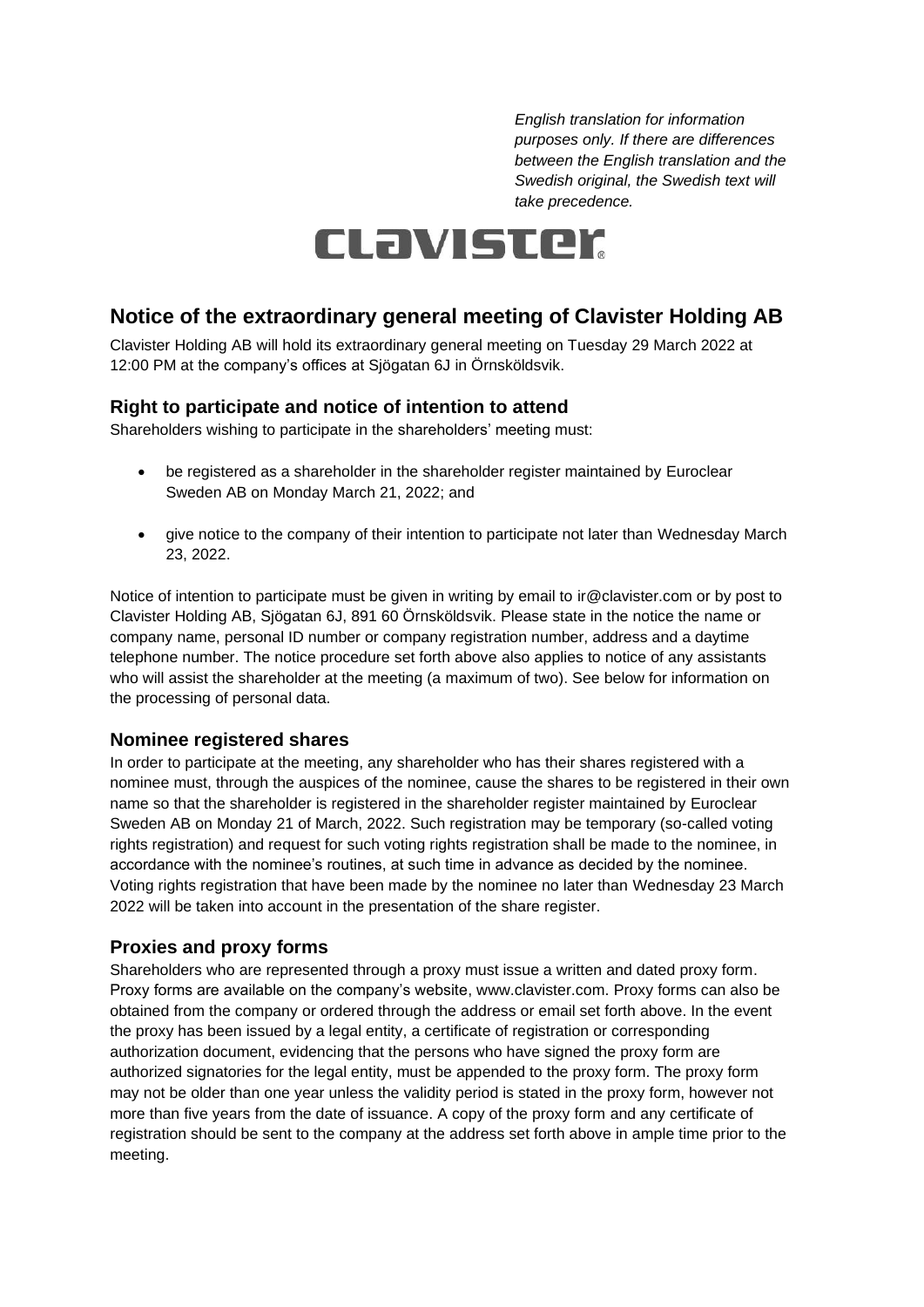*English translation for information purposes only. If there are differences between the English translation and the Swedish original, the Swedish text will take precedence.*

CLAVISTER

## Notice of the extraordinary general meeting of Clavister Holding AB

Clavister Holding AB will hold its extraordinary general meeting on Tuesday 29 March 2022 at 12:00 PM at the company's offices at Sjögatan 6J in Örnsköldsvik.

### Right to participate and notice of intention to attend

Shareholders wishing to participate in the shareholders' meeting must:

- be registered as a shareholder in the shareholder register maintained by Euroclear Sweden AB on Monday March 21, 2022; and
- give notice to the company of their intention to participate not later than Wednesday March 23, 2022.

Notice of intention to participate must be given in writing by email to ir@clavister.com or by post to Clavister Holding AB, Sjögatan 6J, 891 60 Örnsköldsvik. Please state in the notice the name or company name, personal ID number or company registration number, address and a daytime telephone number. The notice procedure set forth above also applies to notice of any assistants who will assist the shareholder at the meeting (a maximum of two). See below for information on the processing of personal data.

### Nominee registered shares

In order to participate at the meeting, any shareholder who has their shares registered with a nominee must, through the auspices of the nominee, cause the shares to be registered in their own name so that the shareholder is registered in the shareholder register maintained by Euroclear Sweden AB on Monday 21 of March, 2022. Such registration may be temporary (so-called voting rights registration) and request for such voting rights registration shall be made to the nominee, in accordance with the nominee's routines, at such time in advance as decided by the nominee. Voting rights registration that have been made by the nominee no later than Wednesday 23 March 2022 will be taken into account in the presentation of the share register.

### Proxies and proxy forms

Shareholders who are represented through a proxy must issue a written and dated proxy form. Proxy forms are available on the company's website, www.clavister.com. Proxy forms can also be obtained from the company or ordered through the address or email set forth above. In the event the proxy has been issued by a legal entity, a certificate of registration or corresponding authorization document, evidencing that the persons who have signed the proxy form are authorized signatories for the legal entity, must be appended to the proxy form. The proxy form may not be older than one year unless the validity period is stated in the proxy form, however not more than five years from the date of issuance. A copy of the proxy form and any certificate of registration should be sent to the company at the address set forth above in ample time prior to the meeting.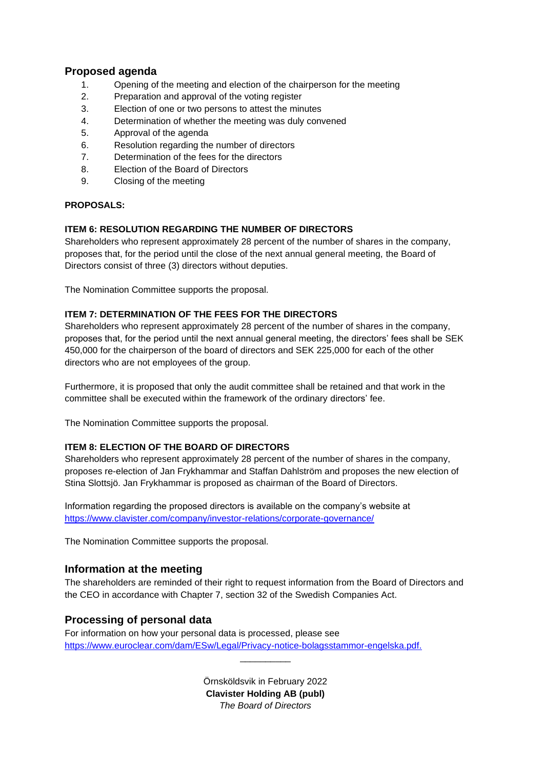## Proposed agenda

1. Opening of the meeting and election of the chairperson for the meeting
2. Preparation and approval of the voting register
3. Election of one or two persons to attest the minutes
4. Determination of whether the meeting was duly convened
5. Approval of the agenda
6. Resolution regarding the number of directors
7. Determination of the fees for the directors
8. Election of the Board of Directors
9. Closing of the meeting

**PROPOSALS:**

**ITEM 6: RESOLUTION REGARDING THE NUMBER OF DIRECTORS**

Shareholders who represent approximately 28 percent of the number of shares in the company, proposes that, for the period until the close of the next annual general meeting, the Board of Directors consist of three (3) directors without deputies.

The Nomination Committee supports the proposal.

**ITEM 7: DETERMINATION OF THE FEES FOR THE DIRECTORS**

Shareholders who represent approximately 28 percent of the number of shares in the company, proposes that, for the period until the next annual general meeting, the directors' fees shall be SEK 450,000 for the chairperson of the board of directors and SEK 225,000 for each of the other directors who are not employees of the group.

Furthermore, it is proposed that only the audit committee shall be retained and that work in the committee shall be executed within the framework of the ordinary directors' fee.

The Nomination Committee supports the proposal.

**ITEM 8: ELECTION OF THE BOARD OF DIRECTORS**

Shareholders who represent approximately 28 percent of the number of shares in the company, proposes re-election of Jan Frykhammar and Staffan Dahlström and proposes the new election of Stina Slottsjö. Jan Frykhammar is proposed as chairman of the Board of Directors.

Information regarding the proposed directors is available on the company's website at https://www.clavister.com/company/investor-relations/corporate-governance/

The Nomination Committee supports the proposal.

## Information at the meeting

The shareholders are reminded of their right to request information from the Board of Directors and the CEO in accordance with Chapter 7, section 32 of the Swedish Companies Act.

## Processing of personal data

For information on how your personal data is processed, please see https://www.euroclear.com/dam/ESw/Legal/Privacy-notice-bolagsstammor-engelska.pdf.

__________

Örnsköldsvik in February 2022

**Clavister Holding AB (publ)**

*The Board of Directors*